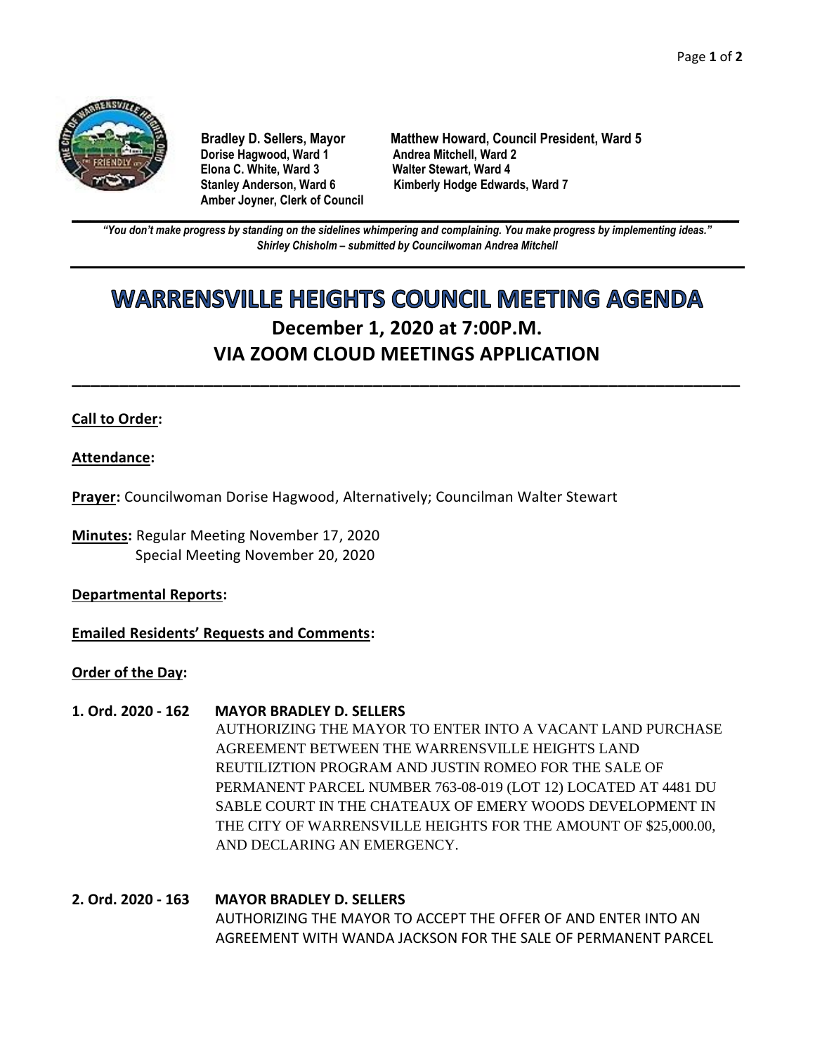**Bradley D. Sellers, Mayor**
**Dorise Hagwood, Ward 1**
**Elona C. White, Ward 3**
**Stanley Anderson, Ward 6**
**Amber Joyner, Clerk of Council**

**Matthew Howard, Council President, Ward 5**
**Andrea Mitchell, Ward 2**
**Walter Stewart, Ward 4**
**Kimberly Hodge Edwards, Ward 7**

***"You don't make progress by standing on the sidelines whimpering and complaining. You make progress by implementing ideas."***
***Shirley Chisholm – submitted by Councilwoman Andrea Mitchell***

# WARRENSVILLE HEIGHTS COUNCIL MEETING AGENDA

## December 1, 2020 at 7:00P.M.
## VIA ZOOM CLOUD MEETINGS APPLICATION

**Call to Order:**

**Attendance:**

**Prayer:** Councilwoman Dorise Hagwood, Alternatively; Councilman Walter Stewart

**Minutes:** Regular Meeting November 17, 2020
Special Meeting November 20, 2020

**Departmental Reports:**

**Emailed Residents' Requests and Comments:**

**Order of the Day:**

**1. Ord. 2020 - 162 MAYOR BRADLEY D. SELLERS**
AUTHORIZING THE MAYOR TO ENTER INTO A VACANT LAND PURCHASE AGREEMENT BETWEEN THE WARRENSVILLE HEIGHTS LAND REUTILIZTION PROGRAM AND JUSTIN ROMEO FOR THE SALE OF PERMANENT PARCEL NUMBER 763-08-019 (LOT 12) LOCATED AT 4481 DU SABLE COURT IN THE CHATEAUX OF EMERY WOODS DEVELOPMENT IN THE CITY OF WARRENSVILLE HEIGHTS FOR THE AMOUNT OF $25,000.00, AND DECLARING AN EMERGENCY.

**2. Ord. 2020 - 163 MAYOR BRADLEY D. SELLERS**
AUTHORIZING THE MAYOR TO ACCEPT THE OFFER OF AND ENTER INTO AN AGREEMENT WITH WANDA JACKSON FOR THE SALE OF PERMANENT PARCEL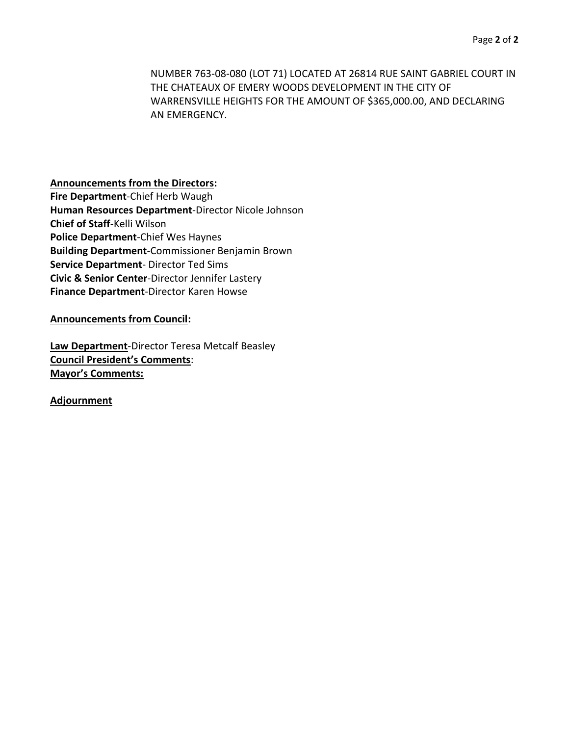NUMBER 763-08-080 (LOT 71) LOCATED AT 26814 RUE SAINT GABRIEL COURT IN THE CHATEAUX OF EMERY WOODS DEVELOPMENT IN THE CITY OF WARRENSVILLE HEIGHTS FOR THE AMOUNT OF $365,000.00, AND DECLARING AN EMERGENCY.

**Announcements from the Directors:**

**Fire Department**-Chief Herb Waugh
**Human Resources Department**-Director Nicole Johnson
**Chief of Staff**-Kelli Wilson
**Police Department**-Chief Wes Haynes
**Building Department**-Commissioner Benjamin Brown
**Service Department**- Director Ted Sims
**Civic & Senior Center**-Director Jennifer Lastery
**Finance Department**-Director Karen Howse

**Announcements from Council:**

**Law Department**-Director Teresa Metcalf Beasley
**Council President's Comments**:
**Mayor's Comments:**

**Adjournment**